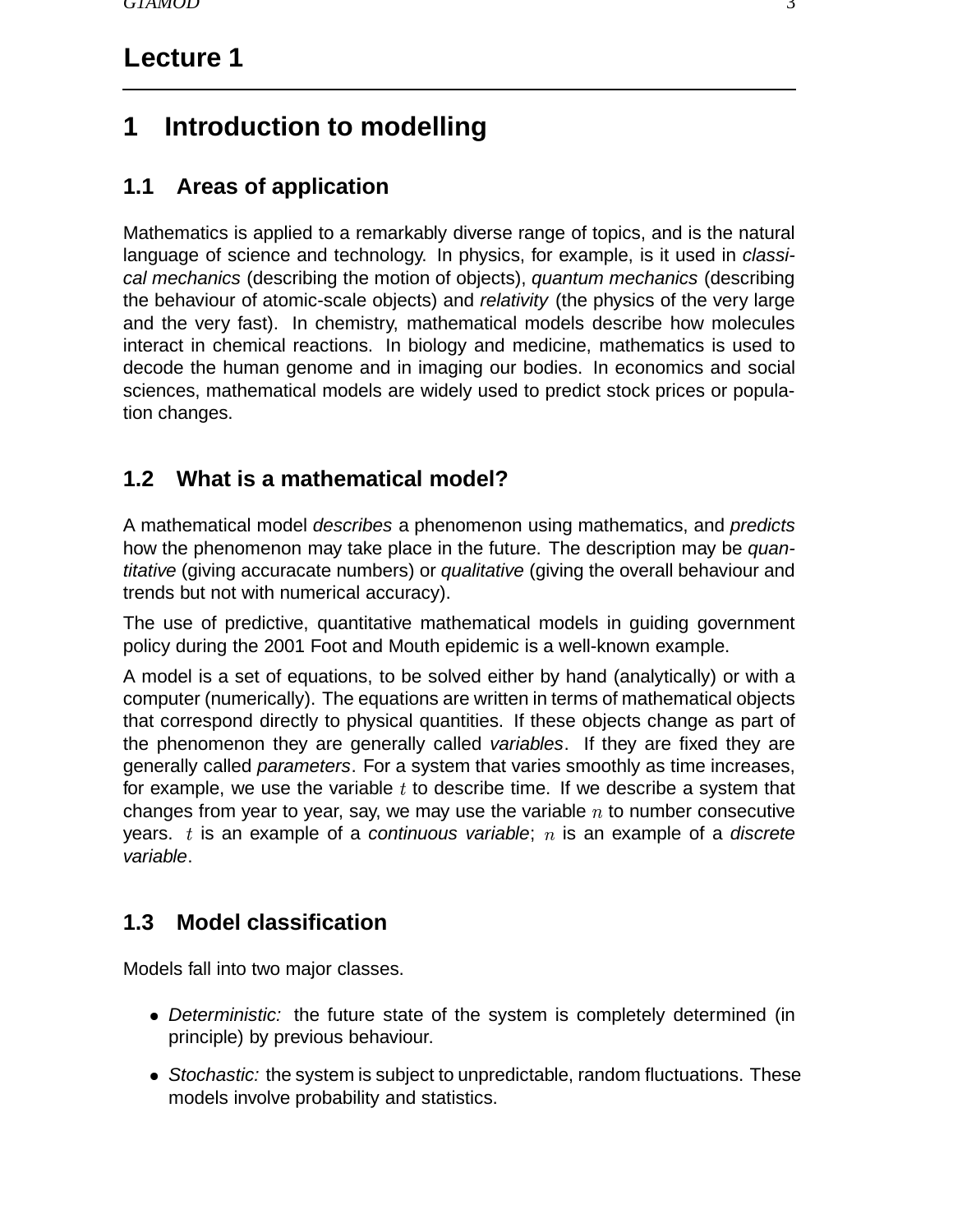# Lecture 1

# 1 Introduction to modelling

## 1.1 Areas of application

Mathematics is applied to a remarkably diverse range of topics, and is the natural language of science and technology. In physics, for example, is it used in *classical mechanics* (describing the motion of objects), *quantum mechanics* (describing the behaviour of atomic-scale objects) and *relativity* (the physics of the very large and the very fast). In chemistry, mathematical models describe how molecules interact in chemical reactions. In biology and medicine, mathematics is used to decode the human genome and in imaging our bodies. In economics and social sciences, mathematical models are widely used to predict stock prices or population changes.

## 1.2 What is a mathematical model?

A mathematical model *describes* a phenomenon using mathematics, and *predicts* how the phenomenon may take place in the future. The description may be *quantitative* (giving accuracate numbers) or *qualitative* (giving the overall behaviour and trends but not with numerical accuracy).

The use of predictive, quantitative mathematical models in guiding government policy during the 2001 Foot and Mouth epidemic is a well-known example.

A model is a set of equations, to be solved either by hand (analytically) or with a computer (numerically). The equations are written in terms of mathematical objects that correspond directly to physical quantities. If these objects change as part of the phenomenon they are generally called *variables*. If they are fixed they are generally called *parameters*. For a system that varies smoothly as time increases, for example, we use the variable $t$ to describe time. If we describe a system that changes from year to year, say, we may use the variable $n$ to number consecutive years. $t$ is an example of a *continuous variable*; $n$ is an example of a *discrete variable*.

## 1.3 Model classification

Models fall into two major classes.

- *Deterministic:* the future state of the system is completely determined (in principle) by previous behaviour.
- *Stochastic:* the system is subject to unpredictable, random fluctuations. These models involve probability and statistics.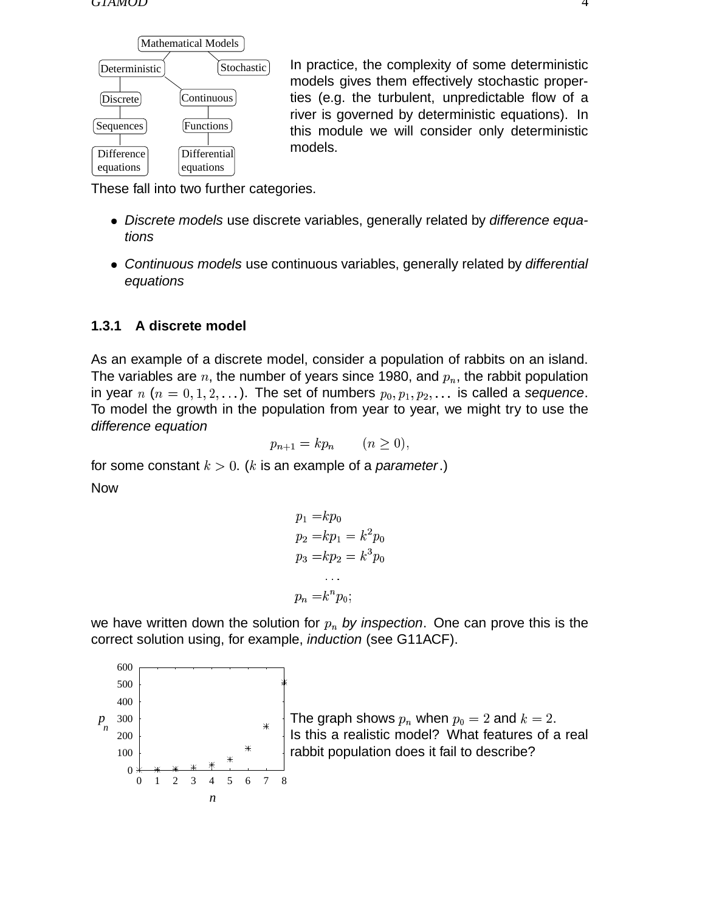Mathematical Models
Deterministic
Stochastic
Discrete
Continuous
Sequences
Functions
Difference equations
Differential equations

In practice, the complexity of some deterministic models gives them effectively stochastic properties (e.g. the turbulent, unpredictable flow of a river is governed by deterministic equations). In this module we will consider only deterministic models.

These fall into two further categories.

- *Discrete models* use discrete variables, generally related by *difference equations*
- *Continuous models* use continuous variables, generally related by *differential equations*

### 1.3.1 A discrete model

As an example of a discrete model, consider a population of rabbits on an island. The variables are $n$, the number of years since 1980, and $p_n$, the rabbit population in year $n$ ($n = 0, 1, 2, \ldots$). The set of numbers $p_0, p_1, p_2, \ldots$ is called a *sequence*. To model the growth in the population from year to year, we might try to use the *difference equation*

$$p_{n+1} = kp_n \qquad (n \geq 0),$$

for some constant $k > 0$. ($k$ is an example of a *parameter*.)

Now

$$\begin{aligned} p_1 &= kp_0 \\ p_2 &= kp_1 = k^2 p_0 \\ p_3 &= kp_2 = k^3 p_0 \\ &\ldots \\ p_n &= k^n p_0; \end{aligned}$$

we have written down the solution for $p_n$ *by inspection*. One can prove this is the correct solution using, for example, *induction* (see G11ACF).

600
500
400
300
200
100
0
$p_n$
0 1 2 3 4 5 6 7 8
$n$

The graph shows $p_n$ when $p_0 = 2$ and $k = 2$. Is this a realistic model? What features of a real rabbit population does it fail to describe?